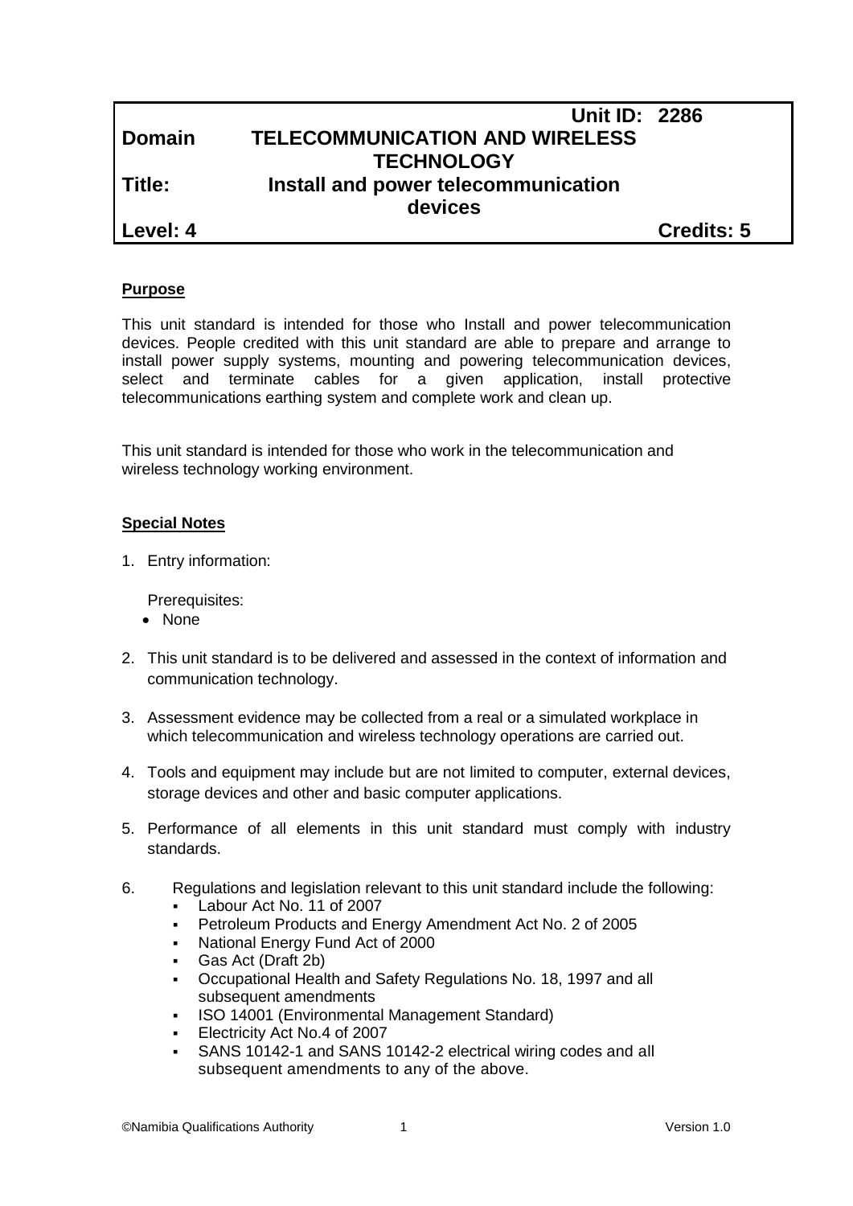| | | |
|---|---|---|
| | | **Unit ID: 2286** |
| **Domain** | **TELECOMMUNICATION AND WIRELESS TECHNOLOGY** | |
| **Title:** | **Install and power telecommunication devices** | |
| **Level: 4** | | **Credits: 5** |

## Purpose

This unit standard is intended for those who Install and power telecommunication devices. People credited with this unit standard are able to prepare and arrange to install power supply systems, mounting and powering telecommunication devices, select and terminate cables for a given application, install protective telecommunications earthing system and complete work and clean up.

This unit standard is intended for those who work in the telecommunication and wireless technology working environment.

## Special Notes

1. Entry information:

   Prerequisites:
   - None

2. This unit standard is to be delivered and assessed in the context of information and communication technology.

3. Assessment evidence may be collected from a real or a simulated workplace in which telecommunication and wireless technology operations are carried out.

4. Tools and equipment may include but are not limited to computer, external devices, storage devices and other and basic computer applications.

5. Performance of all elements in this unit standard must comply with industry standards.

6. Regulations and legislation relevant to this unit standard include the following:
   - Labour Act No. 11 of 2007
   - Petroleum Products and Energy Amendment Act No. 2 of 2005
   - National Energy Fund Act of 2000
   - Gas Act (Draft 2b)
   - Occupational Health and Safety Regulations No. 18, 1997 and all subsequent amendments
   - ISO 14001 (Environmental Management Standard)
   - Electricity Act No.4 of 2007
   - SANS 10142-1 and SANS 10142-2 electrical wiring codes and all subsequent amendments to any of the above.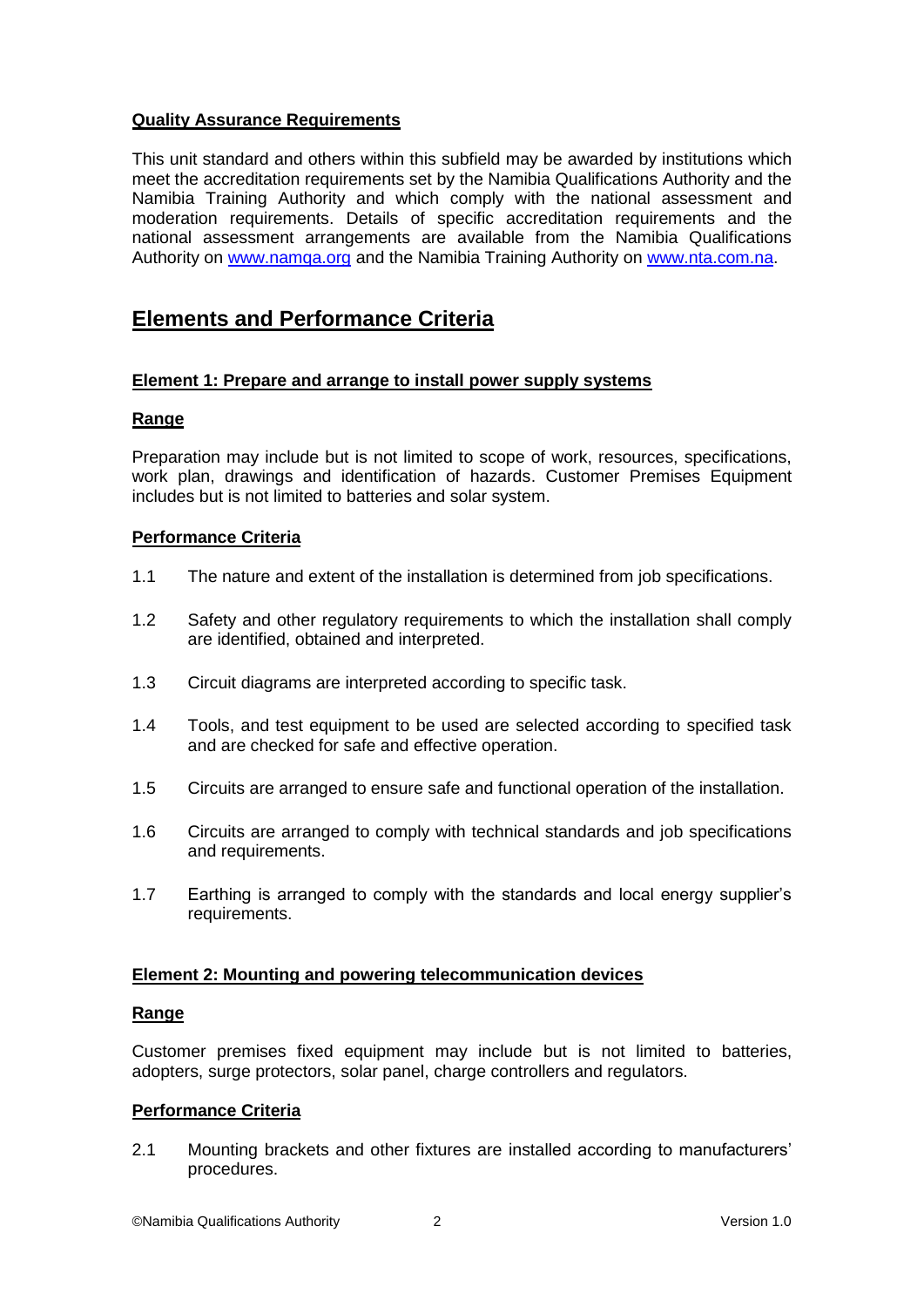## Quality Assurance Requirements

This unit standard and others within this subfield may be awarded by institutions which meet the accreditation requirements set by the Namibia Qualifications Authority and the Namibia Training Authority and which comply with the national assessment and moderation requirements. Details of specific accreditation requirements and the national assessment arrangements are available from the Namibia Qualifications Authority on www.namqa.org and the Namibia Training Authority on www.nta.com.na.

# Elements and Performance Criteria

### Element 1: Prepare and arrange to install power supply systems

#### Range

Preparation may include but is not limited to scope of work, resources, specifications, work plan, drawings and identification of hazards. Customer Premises Equipment includes but is not limited to batteries and solar system.

#### Performance Criteria

1.1 The nature and extent of the installation is determined from job specifications.

1.2 Safety and other regulatory requirements to which the installation shall comply are identified, obtained and interpreted.

1.3 Circuit diagrams are interpreted according to specific task.

1.4 Tools, and test equipment to be used are selected according to specified task and are checked for safe and effective operation.

1.5 Circuits are arranged to ensure safe and functional operation of the installation.

1.6 Circuits are arranged to comply with technical standards and job specifications and requirements.

1.7 Earthing is arranged to comply with the standards and local energy supplier's requirements.

### Element 2: Mounting and powering telecommunication devices

#### Range

Customer premises fixed equipment may include but is not limited to batteries, adopters, surge protectors, solar panel, charge controllers and regulators.

#### Performance Criteria

2.1 Mounting brackets and other fixtures are installed according to manufacturers' procedures.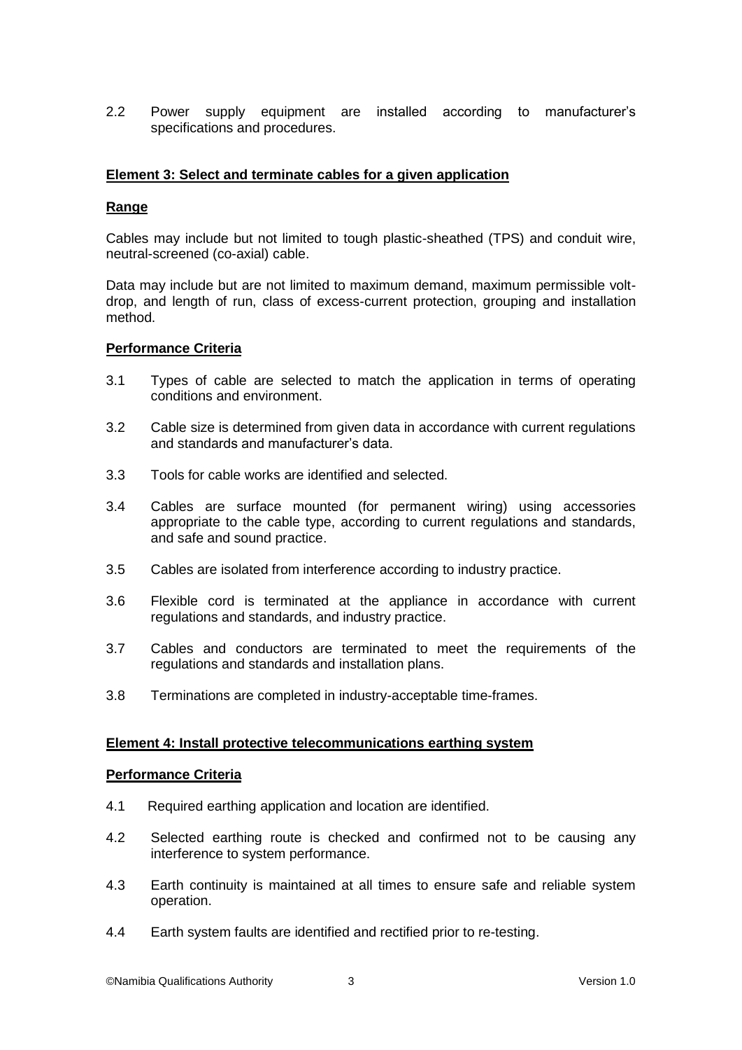2.2 Power supply equipment are installed according to manufacturer's specifications and procedures.

**Element 3: Select and terminate cables for a given application**

**Range**

Cables may include but not limited to tough plastic-sheathed (TPS) and conduit wire, neutral-screened (co-axial) cable.

Data may include but are not limited to maximum demand, maximum permissible volt-drop, and length of run, class of excess-current protection, grouping and installation method.

**Performance Criteria**

3.1 Types of cable are selected to match the application in terms of operating conditions and environment.

3.2 Cable size is determined from given data in accordance with current regulations and standards and manufacturer's data.

3.3 Tools for cable works are identified and selected.

3.4 Cables are surface mounted (for permanent wiring) using accessories appropriate to the cable type, according to current regulations and standards, and safe and sound practice.

3.5 Cables are isolated from interference according to industry practice.

3.6 Flexible cord is terminated at the appliance in accordance with current regulations and standards, and industry practice.

3.7 Cables and conductors are terminated to meet the requirements of the regulations and standards and installation plans.

3.8 Terminations are completed in industry-acceptable time-frames.

**Element 4: Install protective telecommunications earthing system**

**Performance Criteria**

4.1 Required earthing application and location are identified.

4.2 Selected earthing route is checked and confirmed not to be causing any interference to system performance.

4.3 Earth continuity is maintained at all times to ensure safe and reliable system operation.

4.4 Earth system faults are identified and rectified prior to re-testing.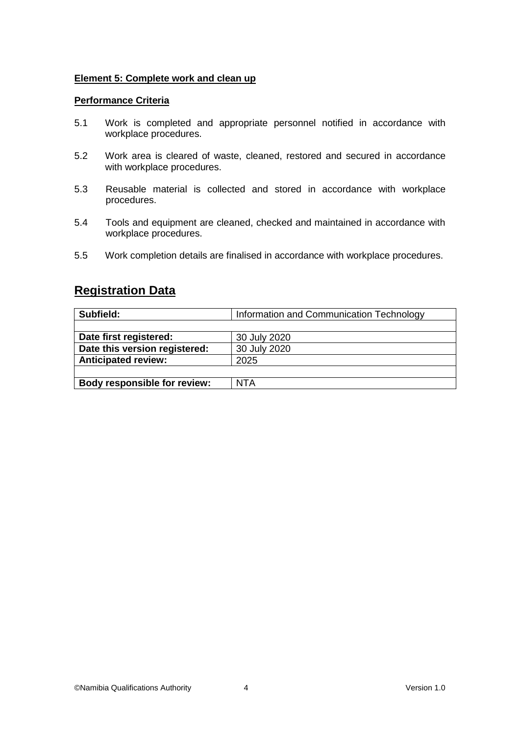**Element 5: Complete work and clean up**

**Performance Criteria**

5.1 Work is completed and appropriate personnel notified in accordance with workplace procedures.

5.2 Work area is cleared of waste, cleaned, restored and secured in accordance with workplace procedures.

5.3 Reusable material is collected and stored in accordance with workplace procedures.

5.4 Tools and equipment are cleaned, checked and maintained in accordance with workplace procedures.

5.5 Work completion details are finalised in accordance with workplace procedures.

## Registration Data

| | |
|---|---|
| **Subfield:** | Information and Communication Technology |
| | |
| **Date first registered:** | 30 July 2020 |
| **Date this version registered:** | 30 July 2020 |
| **Anticipated review:** | 2025 |
| | |
| **Body responsible for review:** | NTA |